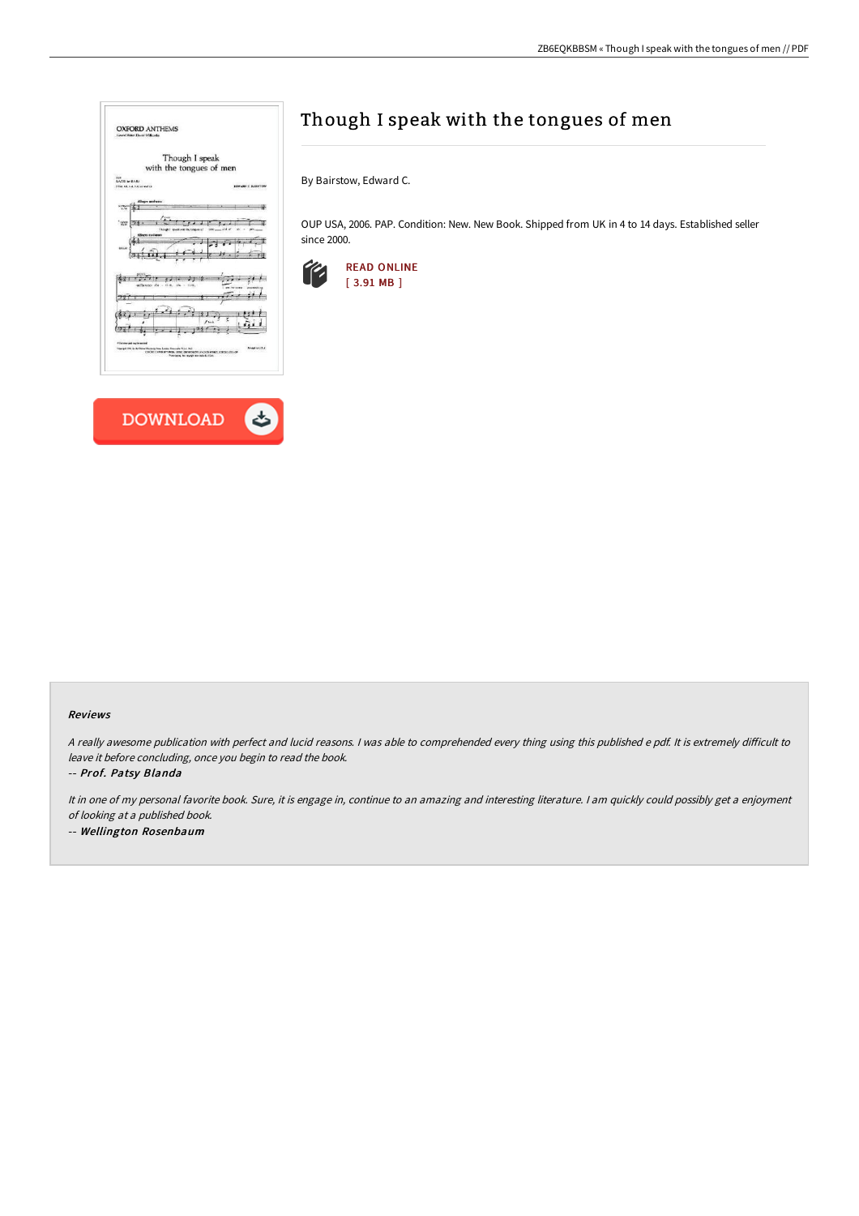# Though I speak with the tongues of men

By Bairstow, Edward C.

OUP USA, 2006. PAP. Condition: New. New Book. Shipped from UK in 4 to 14 days. Established seller since 2000.

READ ONLINE
[ 3.91 MB ]

DOWNLOAD

### Reviews

*A really awesome publication with perfect and lucid reasons. I was able to comprehended every thing using this published e pdf. It is extremely difficult to leave it before concluding, once you begin to read the book.*

-- ***Prof. Patsy Blanda***

*It in one of my personal favorite book. Sure, it is engage in, continue to an amazing and interesting literature. I am quickly could possibly get a enjoyment of looking at a published book.*

-- ***Wellington Rosenbaum***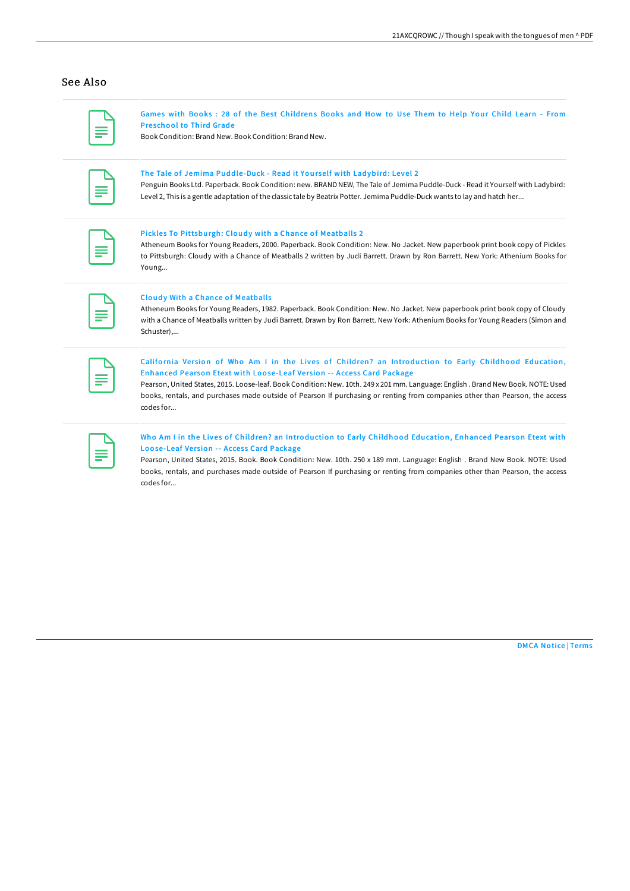## See Also

**Games with Books : 28 of the Best Childrens Books and How to Use Them to Help Your Child Learn - From Preschool to Third Grade**

Book Condition: Brand New. Book Condition: Brand New.

**The Tale of Jemima Puddle-Duck - Read it Yourself with Ladybird: Level 2**

Penguin Books Ltd. Paperback. Book Condition: new. BRAND NEW, The Tale of Jemima Puddle-Duck - Read it Yourself with Ladybird: Level 2, This is a gentle adaptation of the classic tale by Beatrix Potter. Jemima Puddle-Duck wants to lay and hatch her...

**Pickles To Pittsburgh: Cloudy with a Chance of Meatballs 2**

Atheneum Books for Young Readers, 2000. Paperback. Book Condition: New. No Jacket. New paperbook print book copy of Pickles to Pittsburgh: Cloudy with a Chance of Meatballs 2 written by Judi Barrett. Drawn by Ron Barrett. New York: Athenium Books for Young...

**Cloudy With a Chance of Meatballs**

Atheneum Books for Young Readers, 1982. Paperback. Book Condition: New. No Jacket. New paperbook print book copy of Cloudy with a Chance of Meatballs written by Judi Barrett. Drawn by Ron Barrett. New York: Athenium Books for Young Readers (Simon and Schuster),...

**California Version of Who Am I in the Lives of Children? an Introduction to Early Childhood Education, Enhanced Pearson Etext with Loose-Leaf Version -- Access Card Package**

Pearson, United States, 2015. Loose-leaf. Book Condition: New. 10th. 249 x 201 mm. Language: English . Brand New Book. NOTE: Used books, rentals, and purchases made outside of Pearson If purchasing or renting from companies other than Pearson, the access codes for...

**Who Am I in the Lives of Children? an Introduction to Early Childhood Education, Enhanced Pearson Etext with Loose-Leaf Version -- Access Card Package**

Pearson, United States, 2015. Book. Book Condition: New. 10th. 250 x 189 mm. Language: English . Brand New Book. NOTE: Used books, rentals, and purchases made outside of Pearson If purchasing or renting from companies other than Pearson, the access codes for...